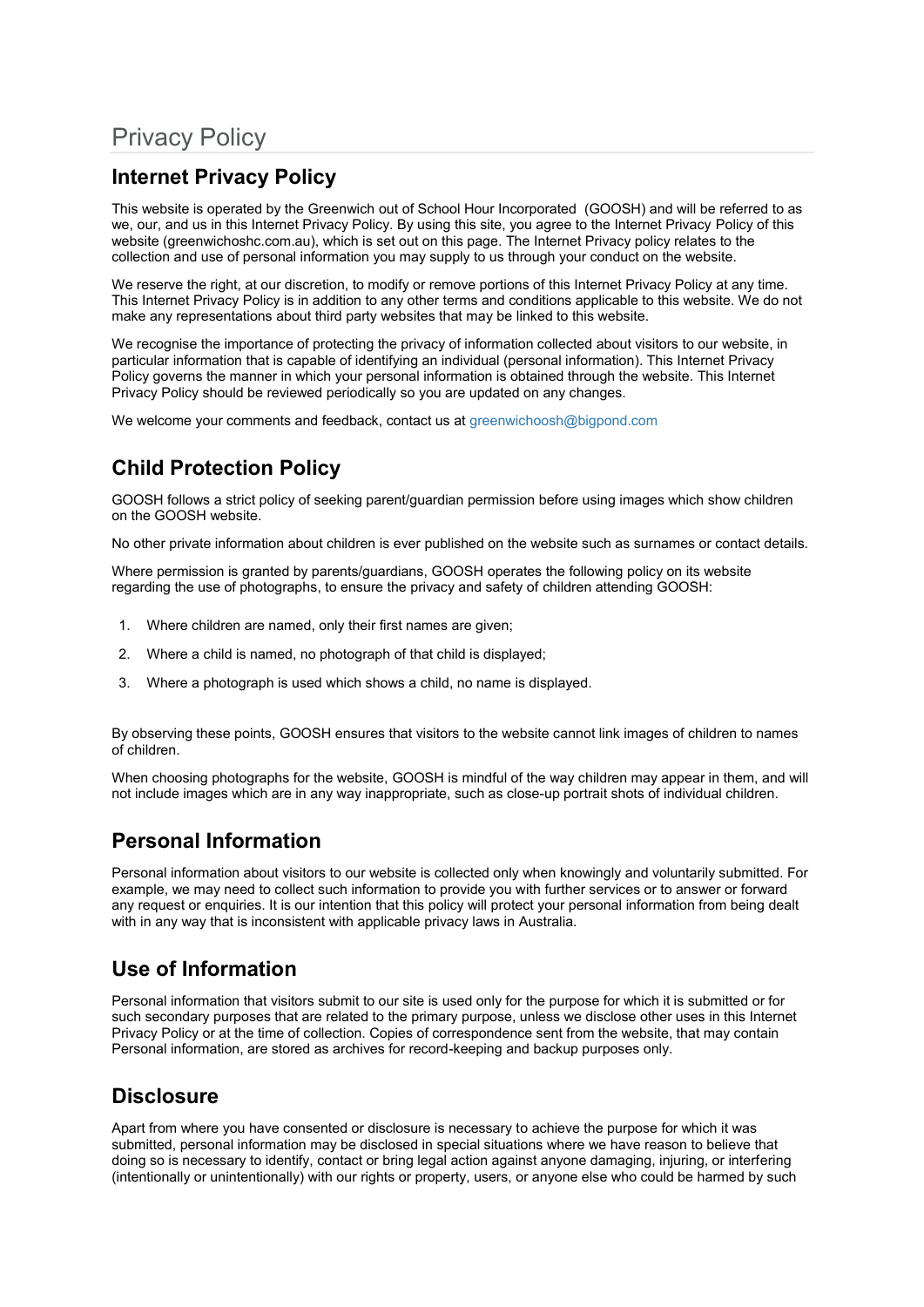# Privacy Policy

## Internet Privacy Policy

This website is operated by the Greenwich out of School Hour Incorporated (GOOSH) and will be referred to as we, our, and us in this Internet Privacy Policy. By using this site, you agree to the Internet Privacy Policy of this website (greenwichoshc.com.au), which is set out on this page. The Internet Privacy policy relates to the collection and use of personal information you may supply to us through your conduct on the website.

We reserve the right, at our discretion, to modify or remove portions of this Internet Privacy Policy at any time. This Internet Privacy Policy is in addition to any other terms and conditions applicable to this website. We do not make any representations about third party websites that may be linked to this website.

We recognise the importance of protecting the privacy of information collected about visitors to our website, in particular information that is capable of identifying an individual (personal information). This Internet Privacy Policy governs the manner in which your personal information is obtained through the website. This Internet Privacy Policy should be reviewed periodically so you are updated on any changes.

We welcome your comments and feedback, contact us at greenwichoosh@bigpond.com

## Child Protection Policy

GOOSH follows a strict policy of seeking parent/guardian permission before using images which show children on the GOOSH website.

No other private information about children is ever published on the website such as surnames or contact details.

Where permission is granted by parents/guardians, GOOSH operates the following policy on its website regarding the use of photographs, to ensure the privacy and safety of children attending GOOSH:

1. Where children are named, only their first names are given;
2. Where a child is named, no photograph of that child is displayed;
3. Where a photograph is used which shows a child, no name is displayed.

By observing these points, GOOSH ensures that visitors to the website cannot link images of children to names of children.

When choosing photographs for the website, GOOSH is mindful of the way children may appear in them, and will not include images which are in any way inappropriate, such as close-up portrait shots of individual children.

## Personal Information

Personal information about visitors to our website is collected only when knowingly and voluntarily submitted. For example, we may need to collect such information to provide you with further services or to answer or forward any request or enquiries. It is our intention that this policy will protect your personal information from being dealt with in any way that is inconsistent with applicable privacy laws in Australia.

## Use of Information

Personal information that visitors submit to our site is used only for the purpose for which it is submitted or for such secondary purposes that are related to the primary purpose, unless we disclose other uses in this Internet Privacy Policy or at the time of collection. Copies of correspondence sent from the website, that may contain Personal information, are stored as archives for record-keeping and backup purposes only.

## Disclosure

Apart from where you have consented or disclosure is necessary to achieve the purpose for which it was submitted, personal information may be disclosed in special situations where we have reason to believe that doing so is necessary to identify, contact or bring legal action against anyone damaging, injuring, or interfering (intentionally or unintentionally) with our rights or property, users, or anyone else who could be harmed by such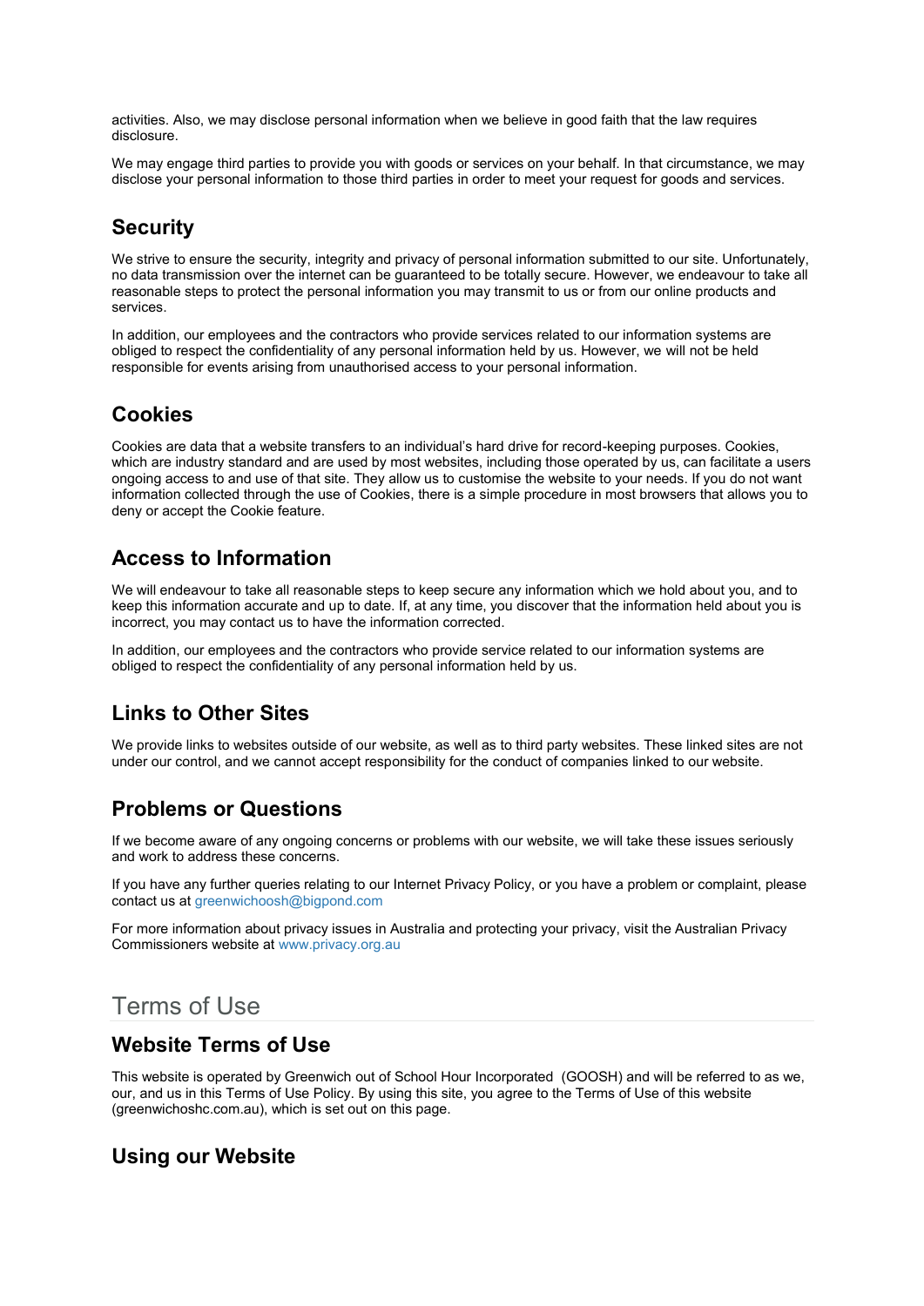activities. Also, we may disclose personal information when we believe in good faith that the law requires disclosure.

We may engage third parties to provide you with goods or services on your behalf. In that circumstance, we may disclose your personal information to those third parties in order to meet your request for goods and services.

## Security

We strive to ensure the security, integrity and privacy of personal information submitted to our site. Unfortunately, no data transmission over the internet can be guaranteed to be totally secure. However, we endeavour to take all reasonable steps to protect the personal information you may transmit to us or from our online products and services.

In addition, our employees and the contractors who provide services related to our information systems are obliged to respect the confidentiality of any personal information held by us. However, we will not be held responsible for events arising from unauthorised access to your personal information.

## Cookies

Cookies are data that a website transfers to an individual's hard drive for record-keeping purposes. Cookies, which are industry standard and are used by most websites, including those operated by us, can facilitate a users ongoing access to and use of that site. They allow us to customise the website to your needs. If you do not want information collected through the use of Cookies, there is a simple procedure in most browsers that allows you to deny or accept the Cookie feature.

## Access to Information

We will endeavour to take all reasonable steps to keep secure any information which we hold about you, and to keep this information accurate and up to date. If, at any time, you discover that the information held about you is incorrect, you may contact us to have the information corrected.

In addition, our employees and the contractors who provide service related to our information systems are obliged to respect the confidentiality of any personal information held by us.

## Links to Other Sites

We provide links to websites outside of our website, as well as to third party websites. These linked sites are not under our control, and we cannot accept responsibility for the conduct of companies linked to our website.

## Problems or Questions

If we become aware of any ongoing concerns or problems with our website, we will take these issues seriously and work to address these concerns.

If you have any further queries relating to our Internet Privacy Policy, or you have a problem or complaint, please contact us at greenwichoosh@bigpond.com

For more information about privacy issues in Australia and protecting your privacy, visit the Australian Privacy Commissioners website at www.privacy.org.au

# Terms of Use

## Website Terms of Use

This website is operated by Greenwich out of School Hour Incorporated (GOOSH) and will be referred to as we, our, and us in this Terms of Use Policy. By using this site, you agree to the Terms of Use of this website (greenwichoshc.com.au), which is set out on this page.

## Using our Website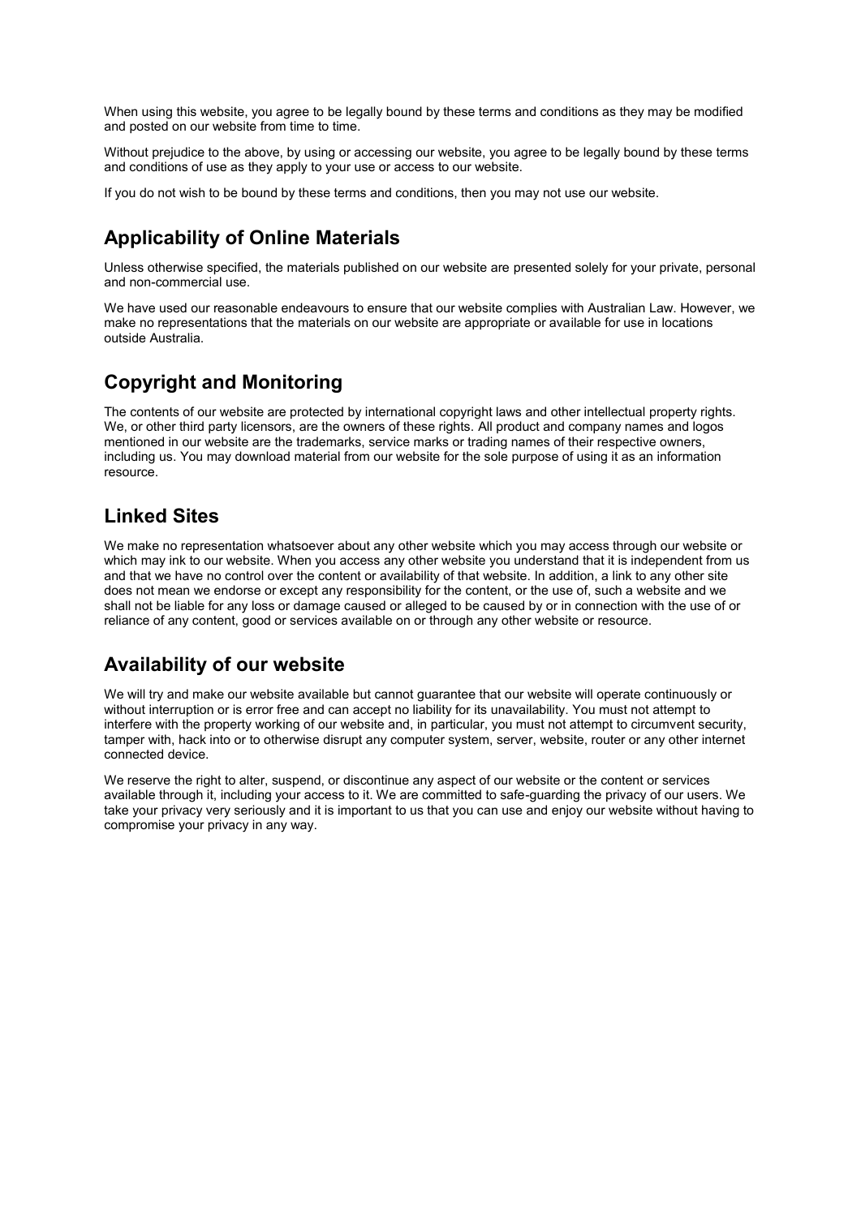When using this website, you agree to be legally bound by these terms and conditions as they may be modified and posted on our website from time to time.

Without prejudice to the above, by using or accessing our website, you agree to be legally bound by these terms and conditions of use as they apply to your use or access to our website.

If you do not wish to be bound by these terms and conditions, then you may not use our website.

## Applicability of Online Materials

Unless otherwise specified, the materials published on our website are presented solely for your private, personal and non-commercial use.

We have used our reasonable endeavours to ensure that our website complies with Australian Law. However, we make no representations that the materials on our website are appropriate or available for use in locations outside Australia.

## Copyright and Monitoring

The contents of our website are protected by international copyright laws and other intellectual property rights. We, or other third party licensors, are the owners of these rights. All product and company names and logos mentioned in our website are the trademarks, service marks or trading names of their respective owners, including us. You may download material from our website for the sole purpose of using it as an information resource.

## Linked Sites

We make no representation whatsoever about any other website which you may access through our website or which may ink to our website. When you access any other website you understand that it is independent from us and that we have no control over the content or availability of that website. In addition, a link to any other site does not mean we endorse or except any responsibility for the content, or the use of, such a website and we shall not be liable for any loss or damage caused or alleged to be caused by or in connection with the use of or reliance of any content, good or services available on or through any other website or resource.

## Availability of our website

We will try and make our website available but cannot guarantee that our website will operate continuously or without interruption or is error free and can accept no liability for its unavailability. You must not attempt to interfere with the property working of our website and, in particular, you must not attempt to circumvent security, tamper with, hack into or to otherwise disrupt any computer system, server, website, router or any other internet connected device.

We reserve the right to alter, suspend, or discontinue any aspect of our website or the content or services available through it, including your access to it. We are committed to safe-guarding the privacy of our users. We take your privacy very seriously and it is important to us that you can use and enjoy our website without having to compromise your privacy in any way.